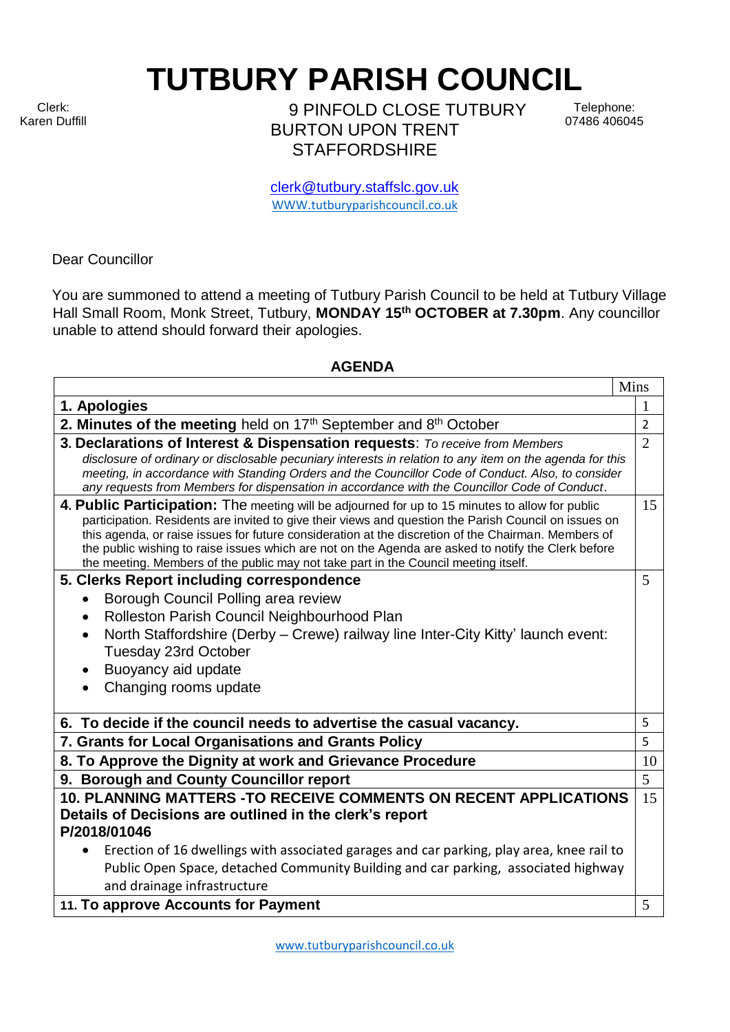# TUTBURY PARISH COUNCIL

Clerk:
Karen Duffill

9 PINFOLD CLOSE TUTBURY
BURTON UPON TRENT
STAFFORDSHIRE

Telephone:
07486 406045

clerk@tutbury.staffslc.gov.uk
WWW.tutburyparishcouncil.co.uk

Dear Councillor

You are summoned to attend a meeting of Tutbury Parish Council to be held at Tutbury Village Hall Small Room, Monk Street, Tutbury, **MONDAY 15th OCTOBER at 7.30pm**. Any councillor unable to attend should forward their apologies.

**AGENDA**

| | Mins |
|---|---|
| **1. Apologies** | 1 |
| **2. Minutes of the meeting** held on 17th September and 8th October | 2 |
| **3. Declarations of Interest & Dispensation requests**: *To receive from Members disclosure of ordinary or disclosable pecuniary interests in relation to any item on the agenda for this meeting, in accordance with Standing Orders and the Councillor Code of Conduct. Also, to consider any requests from Members for dispensation in accordance with the Councillor Code of Conduct.* | 2 |
| **4. Public Participation:** The meeting will be adjourned for up to 15 minutes to allow for public participation. Residents are invited to give their views and question the Parish Council on issues on this agenda, or raise issues for future consideration at the discretion of the Chairman. Members of the public wishing to raise issues which are not on the Agenda are asked to notify the Clerk before the meeting. Members of the public may not take part in the Council meeting itself. | 15 |
| **5. Clerks Report including correspondence**<br>• Borough Council Polling area review<br>• Rolleston Parish Council Neighbourhood Plan<br>• North Staffordshire (Derby – Crewe) railway line Inter-City Kitty' launch event: Tuesday 23rd October<br>• Buoyancy aid update<br>• Changing rooms update | 5 |
| **6. To decide if the council needs to advertise the casual vacancy.** | 5 |
| **7. Grants for Local Organisations and Grants Policy** | 5 |
| **8. To Approve the Dignity at work and Grievance Procedure** | 10 |
| **9. Borough and County Councillor report** | 5 |
| **10. PLANNING MATTERS -TO RECEIVE COMMENTS ON RECENT APPLICATIONS Details of Decisions are outlined in the clerk's report P/2018/01046**<br>• Erection of 16 dwellings with associated garages and car parking, play area, knee rail to Public Open Space, detached Community Building and car parking, associated highway and drainage infrastructure | 15 |
| **11. To approve Accounts for Payment** | 5 |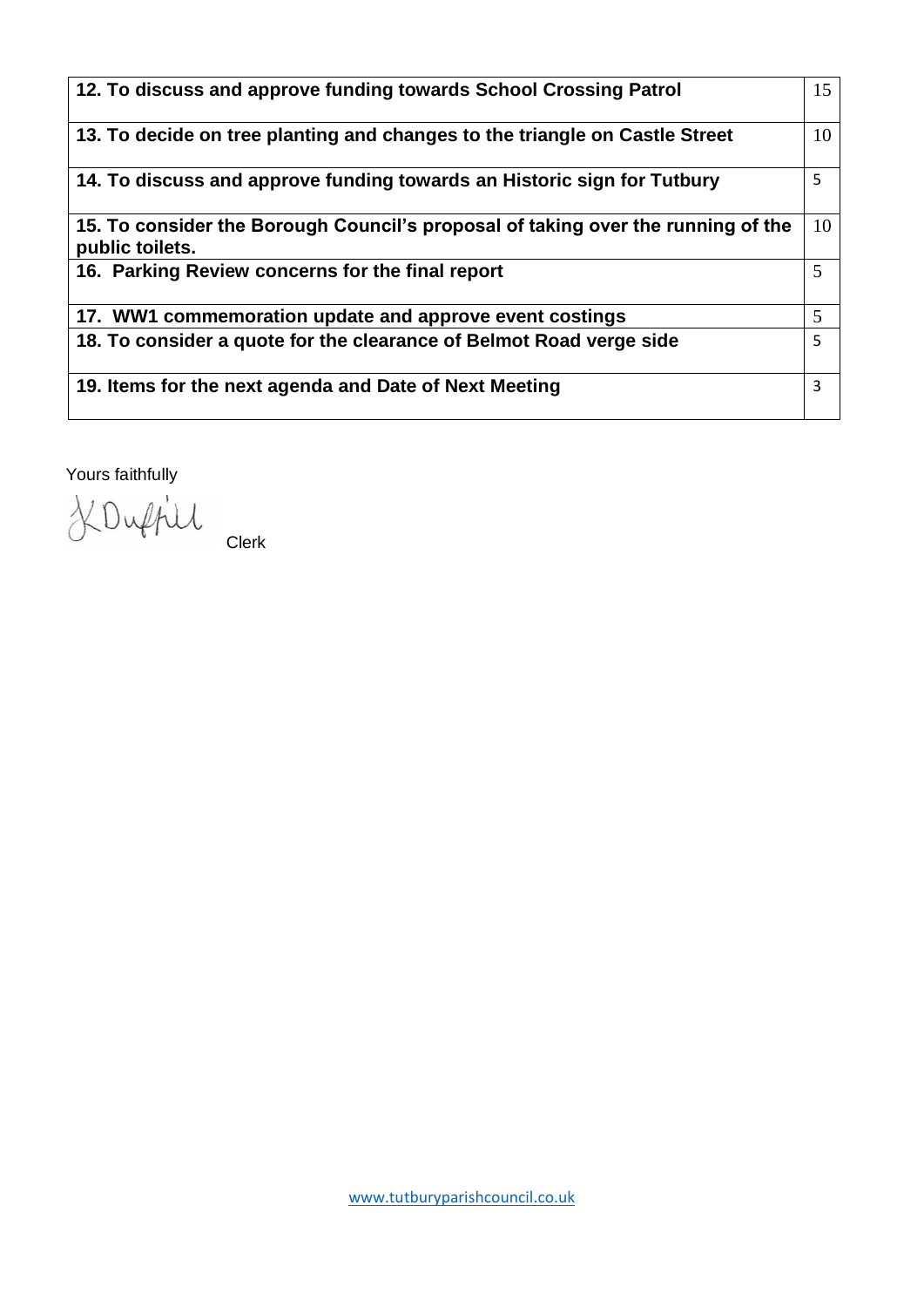| | |
|---|---|
| **12. To discuss and approve funding towards School Crossing Patrol** | 15 |
| **13. To decide on tree planting and changes to the triangle on Castle Street** | 10 |
| **14. To discuss and approve funding towards an Historic sign for Tutbury** | 5 |
| **15. To consider the Borough Council's proposal of taking over the running of the public toilets.** | 10 |
| **16. Parking Review concerns for the final report** | 5 |
| **17. WW1 commemoration update and approve event costings** | 5 |
| **18. To consider a quote for the clearance of Belmot Road verge side** | 5 |
| **19. Items for the next agenda and Date of Next Meeting** | 3 |

Yours faithfully

K Duffill

Clerk

www.tutburyparishcouncil.co.uk